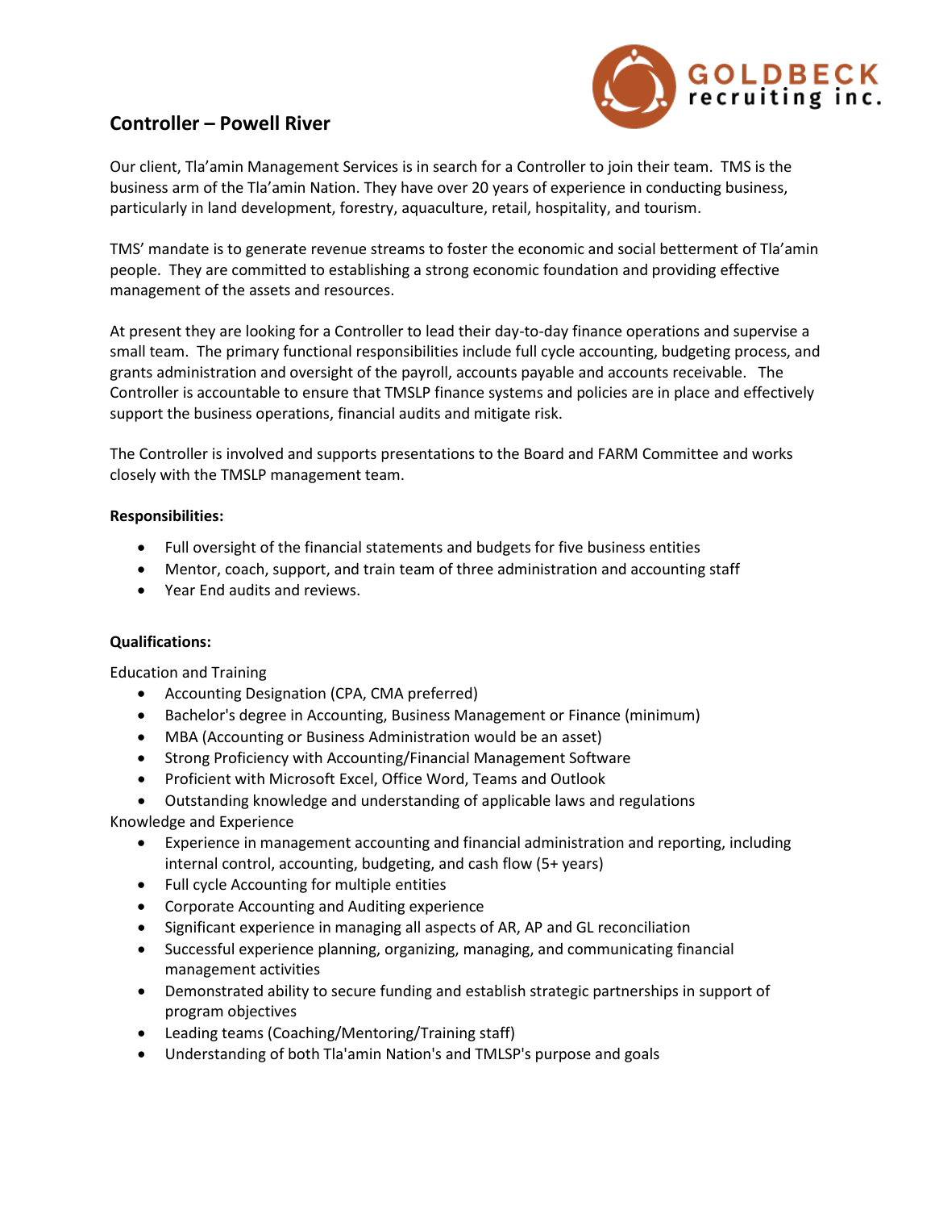## Controller – Powell River

Our client, Tla'amin Management Services is in search for a Controller to join their team. TMS is the business arm of the Tla'amin Nation. They have over 20 years of experience in conducting business, particularly in land development, forestry, aquaculture, retail, hospitality, and tourism.

TMS' mandate is to generate revenue streams to foster the economic and social betterment of Tla'amin people. They are committed to establishing a strong economic foundation and providing effective management of the assets and resources.

At present they are looking for a Controller to lead their day-to-day finance operations and supervise a small team. The primary functional responsibilities include full cycle accounting, budgeting process, and grants administration and oversight of the payroll, accounts payable and accounts receivable. The Controller is accountable to ensure that TMSLP finance systems and policies are in place and effectively support the business operations, financial audits and mitigate risk.

The Controller is involved and supports presentations to the Board and FARM Committee and works closely with the TMSLP management team.

**Responsibilities:**

- Full oversight of the financial statements and budgets for five business entities
- Mentor, coach, support, and train team of three administration and accounting staff
- Year End audits and reviews.

**Qualifications:**

Education and Training

- Accounting Designation (CPA, CMA preferred)
- Bachelor's degree in Accounting, Business Management or Finance (minimum)
- MBA (Accounting or Business Administration would be an asset)
- Strong Proficiency with Accounting/Financial Management Software
- Proficient with Microsoft Excel, Office Word, Teams and Outlook
- Outstanding knowledge and understanding of applicable laws and regulations

Knowledge and Experience

- Experience in management accounting and financial administration and reporting, including internal control, accounting, budgeting, and cash flow (5+ years)
- Full cycle Accounting for multiple entities
- Corporate Accounting and Auditing experience
- Significant experience in managing all aspects of AR, AP and GL reconciliation
- Successful experience planning, organizing, managing, and communicating financial management activities
- Demonstrated ability to secure funding and establish strategic partnerships in support of program objectives
- Leading teams (Coaching/Mentoring/Training staff)
- Understanding of both Tla'amin Nation's and TMLSP's purpose and goals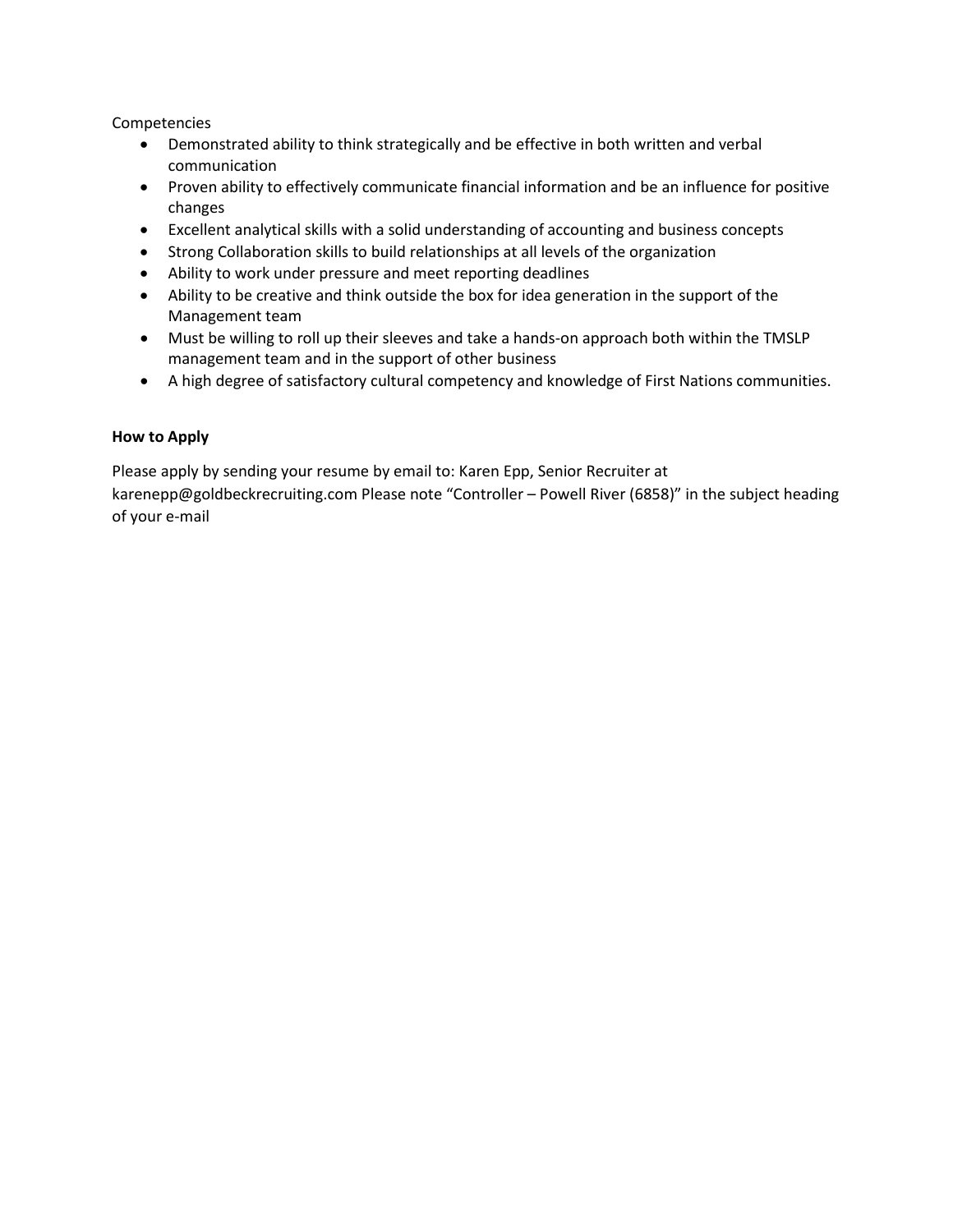Competencies

- Demonstrated ability to think strategically and be effective in both written and verbal communication
- Proven ability to effectively communicate financial information and be an influence for positive changes
- Excellent analytical skills with a solid understanding of accounting and business concepts
- Strong Collaboration skills to build relationships at all levels of the organization
- Ability to work under pressure and meet reporting deadlines
- Ability to be creative and think outside the box for idea generation in the support of the Management team
- Must be willing to roll up their sleeves and take a hands-on approach both within the TMSLP management team and in the support of other business
- A high degree of satisfactory cultural competency and knowledge of First Nations communities.

**How to Apply**

Please apply by sending your resume by email to: Karen Epp, Senior Recruiter at karenepp@goldbeckrecruiting.com Please note "Controller – Powell River (6858)" in the subject heading of your e-mail